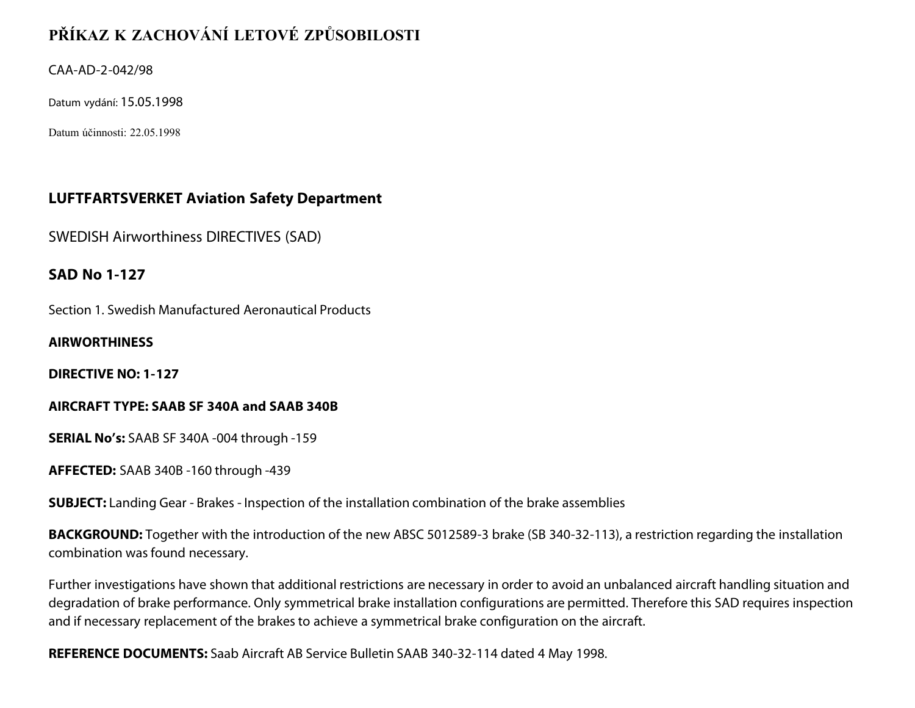# PŘÍKAZ K ZACHOVÁNÍ LETOVÉ ZPŮSOBILOSTI

CAA-AD-2-042/98

Datum vydání: 15.05.1998

Datum účinnosti: 22.05.1998

## LUFTFARTSVERKET Aviation Safety Department

SWEDISH Airworthiness DIRECTIVES (SAD)

### SAD No 1-127

Section 1. Swedish Manufactured Aeronautical Products

**AIRWORTHINESS**

**DIRECTIVE NO: 1-127**

**AIRCRAFT TYPE: SAAB SF 340A and SAAB 340B**

**SERIAL No's:** SAAB SF 340A -004 through -159

**AFFECTED:** SAAB 340B -160 through -439

**SUBJECT:** Landing Gear - Brakes - Inspection of the installation combination of the brake assemblies

**BACKGROUND:** Together with the introduction of the new ABSC 5012589-3 brake (SB 340-32-113), a restriction regarding the installation combination was found necessary.

Further investigations have shown that additional restrictions are necessary in order to avoid an unbalanced aircraft handling situation and degradation of brake performance. Only symmetrical brake installation configurations are permitted. Therefore this SAD requires inspection and if necessary replacement of the brakes to achieve a symmetrical brake configuration on the aircraft.

**REFERENCE DOCUMENTS:** Saab Aircraft AB Service Bulletin SAAB 340-32-114 dated 4 May 1998.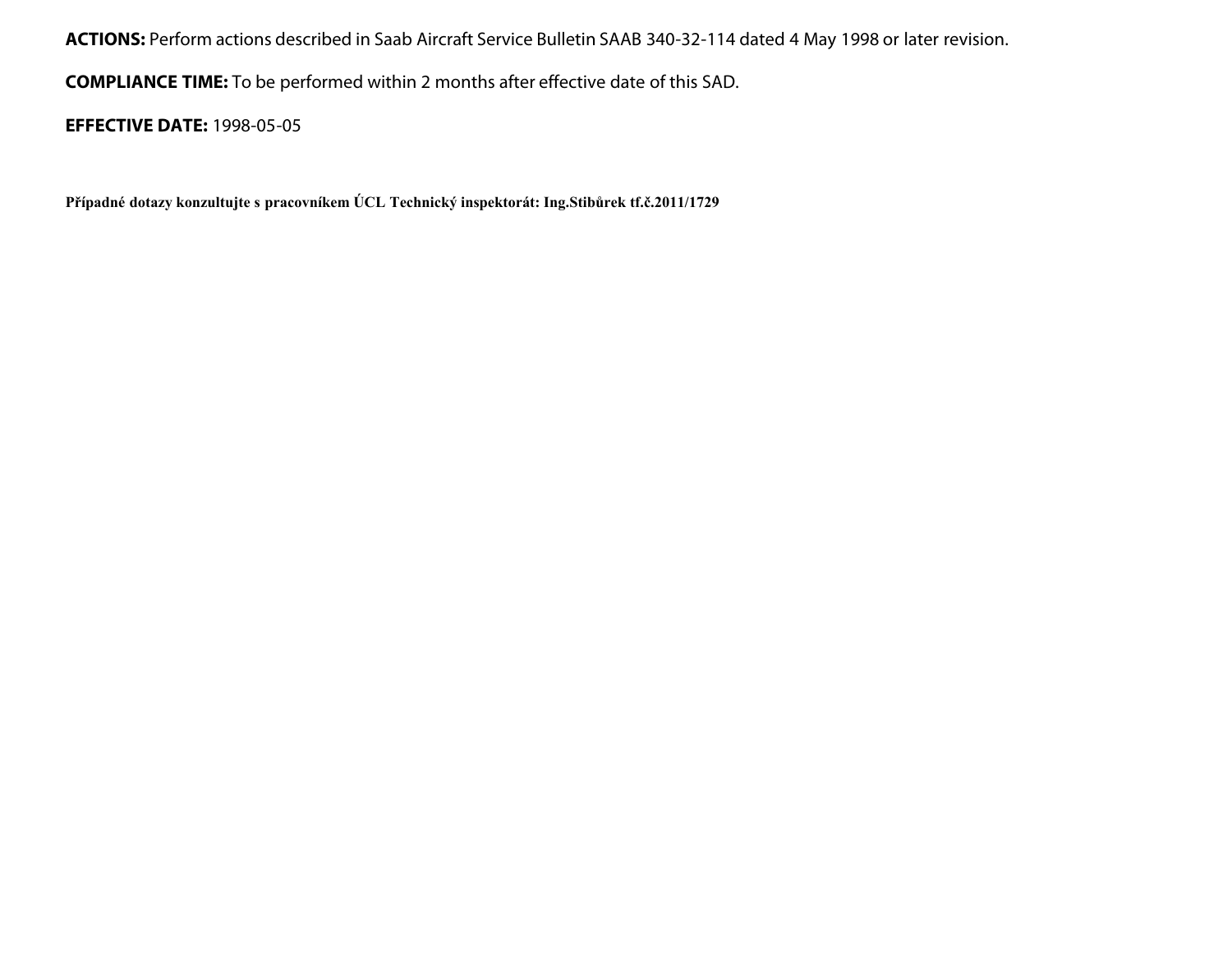**ACTIONS:** Perform actions described in Saab Aircraft Service Bulletin SAAB 340-32-114 dated 4 May 1998 or later revision.

**COMPLIANCE TIME:** To be performed within 2 months after effective date of this SAD.

**EFFECTIVE DATE:** 1998-05-05

**Případné dotazy konzultujte s pracovníkem ÚCL Technický inspektorát: Ing.Stibůrek tf.č.2011/1729**